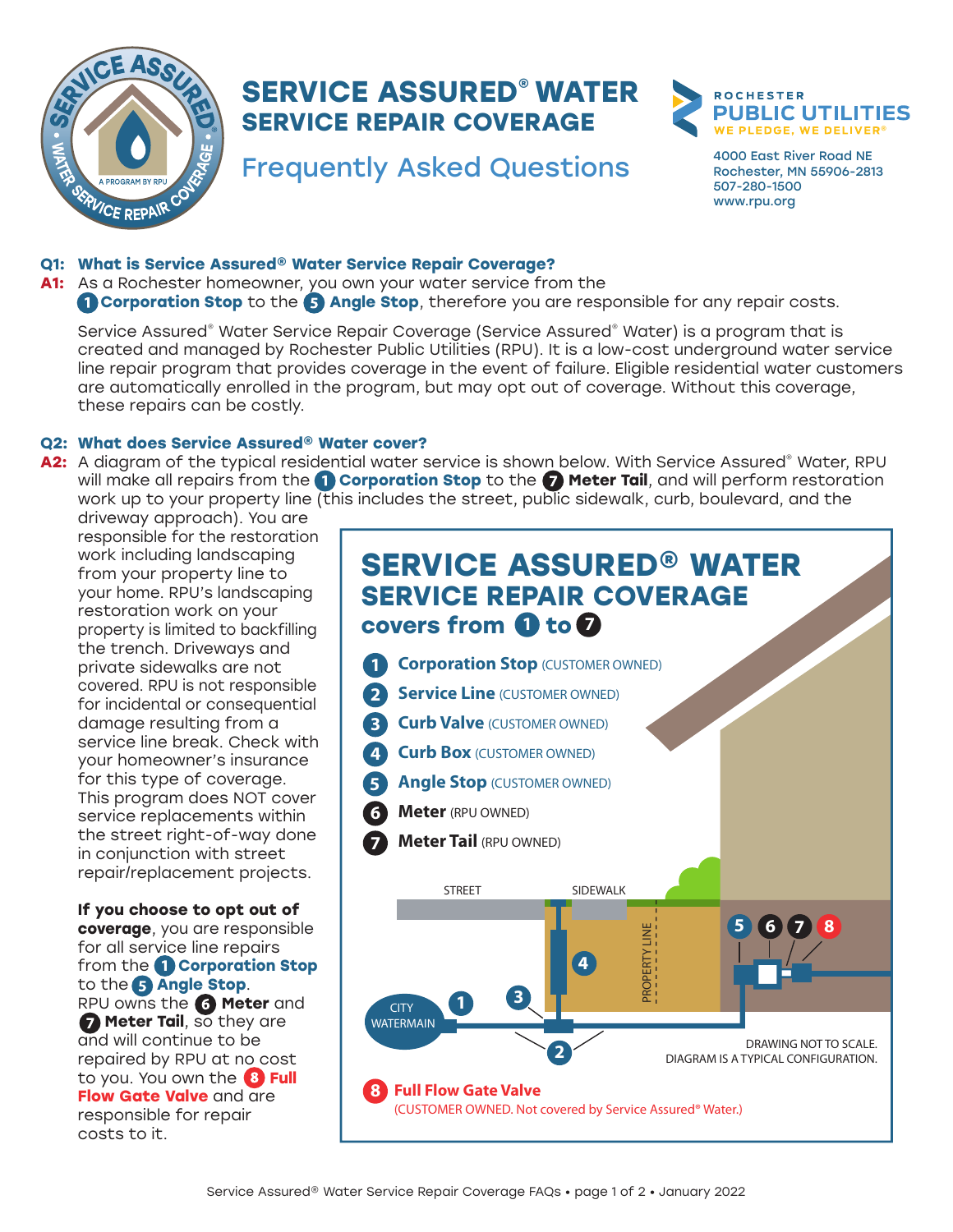# SERVICE ASSURED® WATER SERVICE REPAIR COVERAGE

## Frequently Asked Questions

ROCHESTER PUBLIC UTILITIES
WE PLEDGE, WE DELIVER®

4000 East River Road NE
Rochester, MN 55906-2813
507-280-1500
www.rpu.org

**Q1: What is Service Assured® Water Service Repair Coverage?**

**A1:** As a Rochester homeowner, you own your water service from the **1 Corporation Stop** to the **5 Angle Stop**, therefore you are responsible for any repair costs.

Service Assured® Water Service Repair Coverage (Service Assured® Water) is a program that is created and managed by Rochester Public Utilities (RPU). It is a low-cost underground water service line repair program that provides coverage in the event of failure. Eligible residential water customers are automatically enrolled in the program, but may opt out of coverage. Without this coverage, these repairs can be costly.

**Q2: What does Service Assured® Water cover?**

**A2:** A diagram of the typical residential water service is shown below. With Service Assured® Water, RPU will make all repairs from the **1 Corporation Stop** to the **7 Meter Tail**, and will perform restoration work up to your property line (this includes the street, public sidewalk, curb, boulevard, and the driveway approach). You are responsible for the restoration work including landscaping from your property line to your home. RPU's landscaping restoration work on your property is limited to backfilling the trench. Driveways and private sidewalks are not covered. RPU is not responsible for incidental or consequential damage resulting from a service line break. Check with your homeowner's insurance for this type of coverage. This program does NOT cover service replacements within the street right-of-way done in conjunction with street repair/replacement projects.

**If you choose to opt out of coverage**, you are responsible for all service line repairs from the **1 Corporation Stop** to the **5 Angle Stop**. RPU owns the **6 Meter** and **7 Meter Tail**, so they are and will continue to be repaired by RPU at no cost to you. You own the **8 Full Flow Gate Valve** and are responsible for repair costs to it.

### SERVICE ASSURED® WATER SERVICE REPAIR COVERAGE covers from 1 to 7

1. **Corporation Stop** (CUSTOMER OWNED)
2. **Service Line** (CUSTOMER OWNED)
3. **Curb Valve** (CUSTOMER OWNED)
4. **Curb Box** (CUSTOMER OWNED)
5. **Angle Stop** (CUSTOMER OWNED)
6. **Meter** (RPU OWNED)
7. **Meter Tail** (RPU OWNED)

STREET | SIDEWALK | PROPERTY LINE | CITY WATERMAIN

DRAWING NOT TO SCALE.
DIAGRAM IS A TYPICAL CONFIGURATION.

8. **Full Flow Gate Valve**
(CUSTOMER OWNED. Not covered by Service Assured® Water.)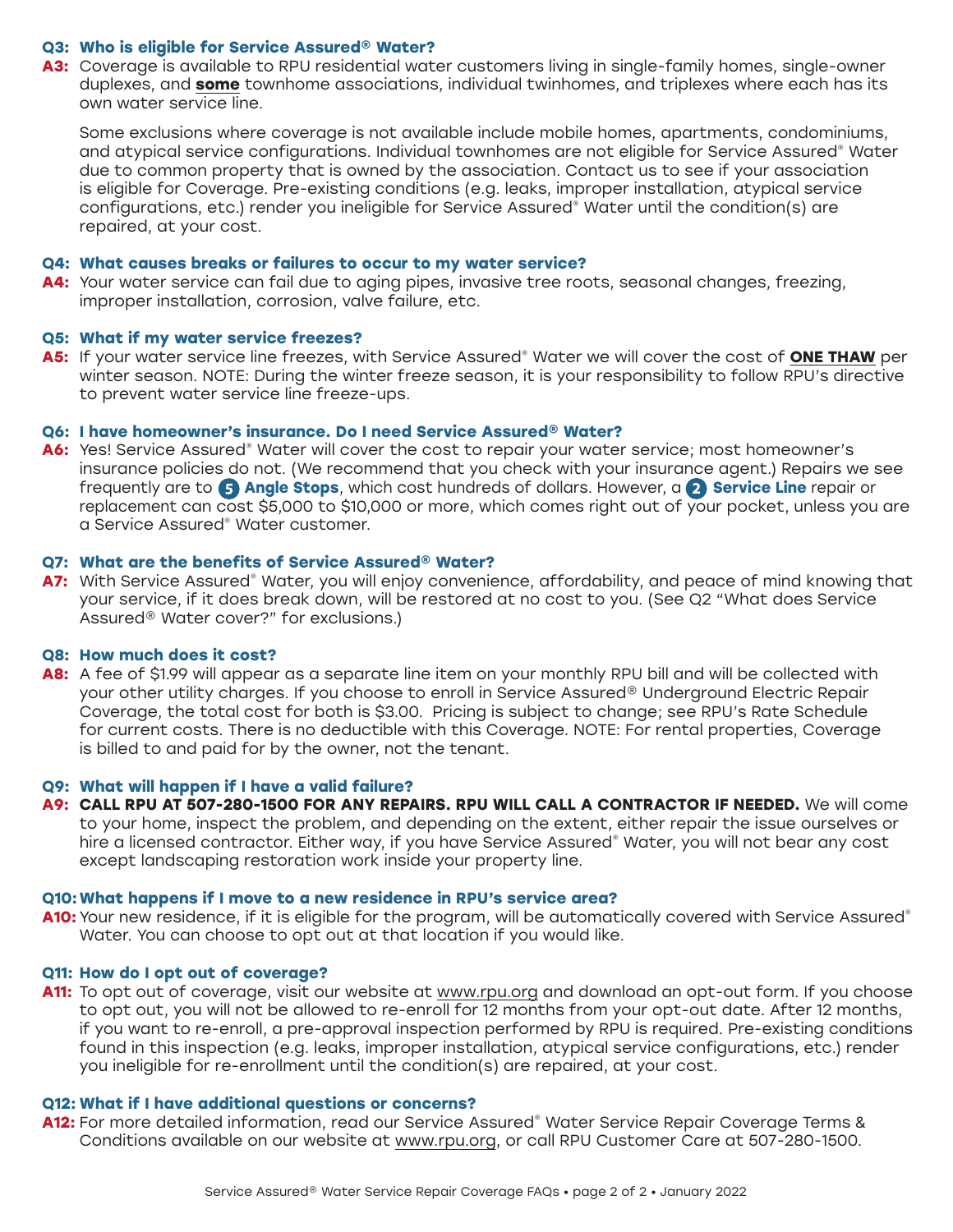**Q3: Who is eligible for Service Assured® Water?**

**A3:** Coverage is available to RPU residential water customers living in single-family homes, single-owner duplexes, and **some** townhome associations, individual twinhomes, and triplexes where each has its own water service line.

Some exclusions where coverage is not available include mobile homes, apartments, condominiums, and atypical service configurations. Individual townhomes are not eligible for Service Assured® Water due to common property that is owned by the association. Contact us to see if your association is eligible for Coverage. Pre-existing conditions (e.g. leaks, improper installation, atypical service configurations, etc.) render you ineligible for Service Assured® Water until the condition(s) are repaired, at your cost.

**Q4: What causes breaks or failures to occur to my water service?**

**A4:** Your water service can fail due to aging pipes, invasive tree roots, seasonal changes, freezing, improper installation, corrosion, valve failure, etc.

**Q5: What if my water service freezes?**

**A5:** If your water service line freezes, with Service Assured® Water we will cover the cost of **ONE THAW** per winter season. NOTE: During the winter freeze season, it is your responsibility to follow RPU's directive to prevent water service line freeze-ups.

**Q6: I have homeowner's insurance. Do I need Service Assured® Water?**

**A6:** Yes! Service Assured® Water will cover the cost to repair your water service; most homeowner's insurance policies do not. (We recommend that you check with your insurance agent.) Repairs we see frequently are to 5 **Angle Stops**, which cost hundreds of dollars. However, a 2 **Service Line** repair or replacement can cost $5,000 to $10,000 or more, which comes right out of your pocket, unless you are a Service Assured® Water customer.

**Q7: What are the benefits of Service Assured® Water?**

**A7:** With Service Assured® Water, you will enjoy convenience, affordability, and peace of mind knowing that your service, if it does break down, will be restored at no cost to you. (See Q2 "What does Service Assured® Water cover?" for exclusions.)

**Q8: How much does it cost?**

**A8:** A fee of $1.99 will appear as a separate line item on your monthly RPU bill and will be collected with your other utility charges. If you choose to enroll in Service Assured® Underground Electric Repair Coverage, the total cost for both is $3.00. Pricing is subject to change; see RPU's Rate Schedule for current costs. There is no deductible with this Coverage. NOTE: For rental properties, Coverage is billed to and paid for by the owner, not the tenant.

**Q9: What will happen if I have a valid failure?**

**A9:** **CALL RPU AT 507-280-1500 FOR ANY REPAIRS. RPU WILL CALL A CONTRACTOR IF NEEDED.** We will come to your home, inspect the problem, and depending on the extent, either repair the issue ourselves or hire a licensed contractor. Either way, if you have Service Assured® Water, you will not bear any cost except landscaping restoration work inside your property line.

**Q10: What happens if I move to a new residence in RPU's service area?**

**A10:** Your new residence, if it is eligible for the program, will be automatically covered with Service Assured® Water. You can choose to opt out at that location if you would like.

**Q11: How do I opt out of coverage?**

**A11:** To opt out of coverage, visit our website at www.rpu.org and download an opt-out form. If you choose to opt out, you will not be allowed to re-enroll for 12 months from your opt-out date. After 12 months, if you want to re-enroll, a pre-approval inspection performed by RPU is required. Pre-existing conditions found in this inspection (e.g. leaks, improper installation, atypical service configurations, etc.) render you ineligible for re-enrollment until the condition(s) are repaired, at your cost.

**Q12: What if I have additional questions or concerns?**

**A12:** For more detailed information, read our Service Assured® Water Service Repair Coverage Terms & Conditions available on our website at www.rpu.org, or call RPU Customer Care at 507-280-1500.